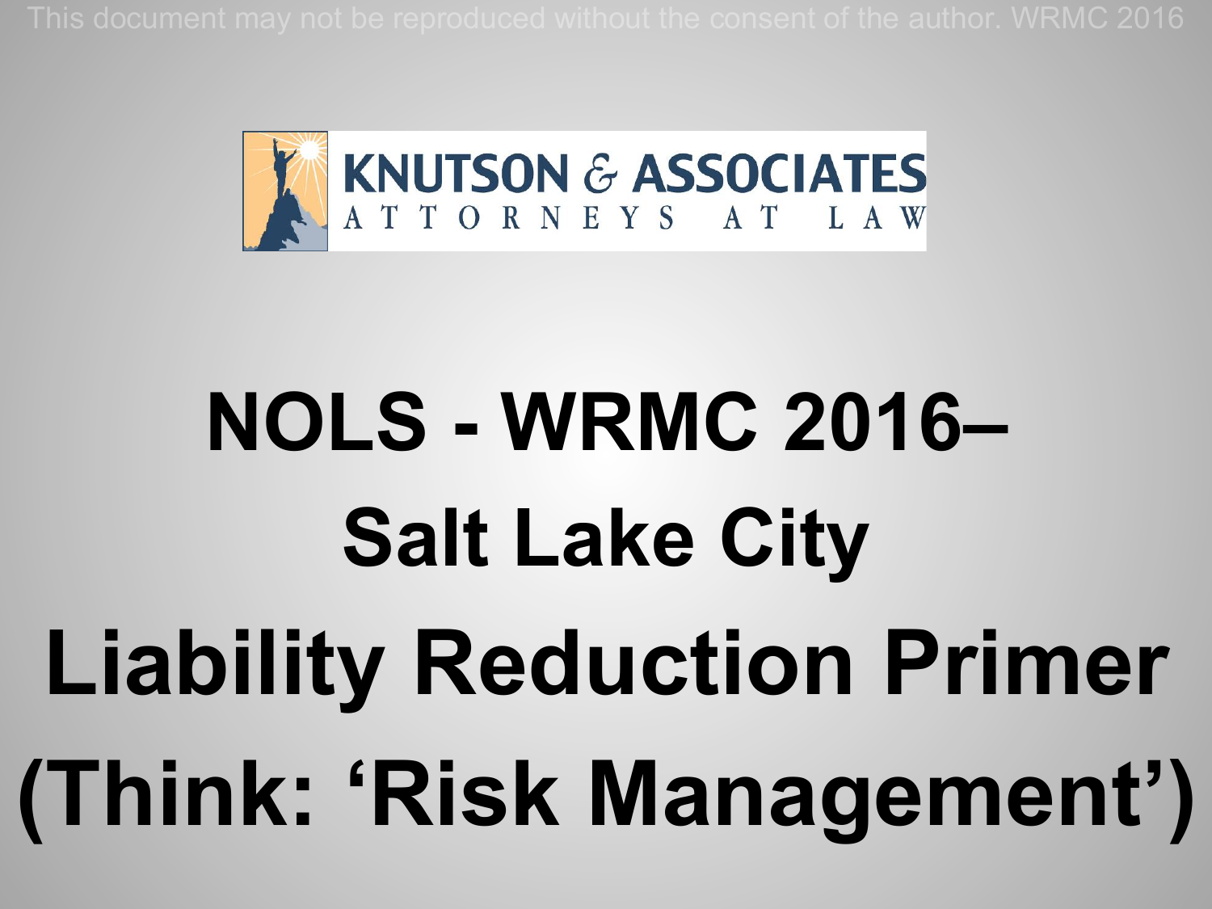This document may not be reproduced without the consent of the author. WRMC 2016

KNUTSON & ASSOCIATES
ATTORNEYS AT LAW

# NOLS - WRMC 2016–

# Salt Lake City

# Liability Reduction Primer

# (Think: 'Risk Management')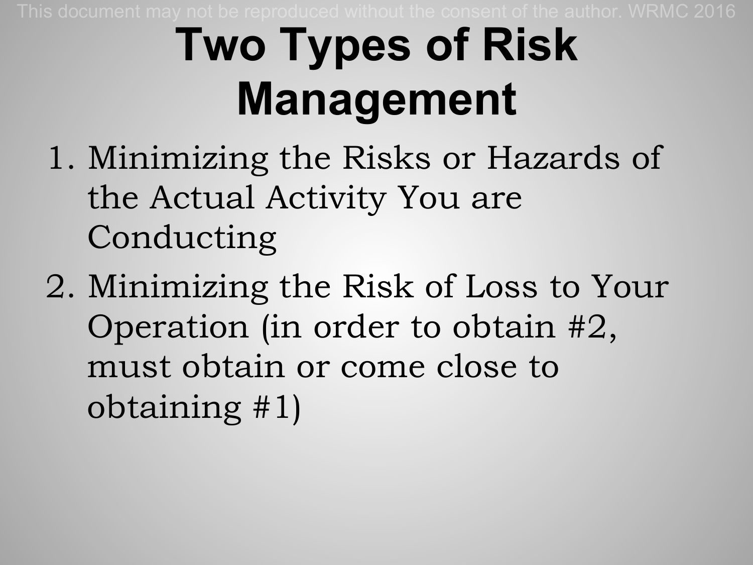# Two Types of Risk Management

1. Minimizing the Risks or Hazards of the Actual Activity You are Conducting
2. Minimizing the Risk of Loss to Your Operation (in order to obtain #2, must obtain or come close to obtaining #1)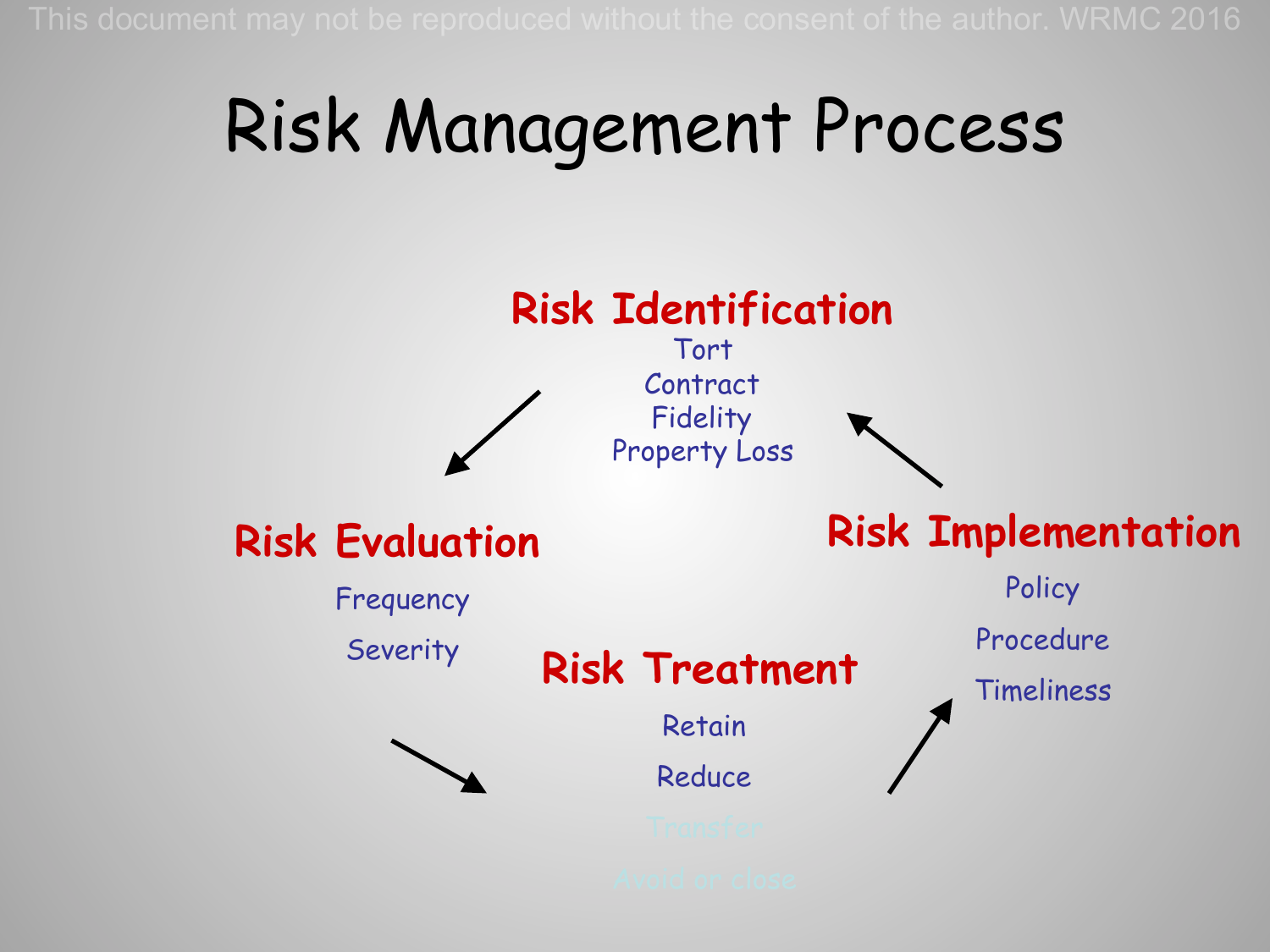# Risk Management Process

## Risk Identification

Tort
Contract
Fidelity
Property Loss

## Risk Evaluation

Frequency

Severity

## Risk Treatment

Retain

Reduce

Transfer

Avoid or close

## Risk Implementation

Policy

Procedure

Timeliness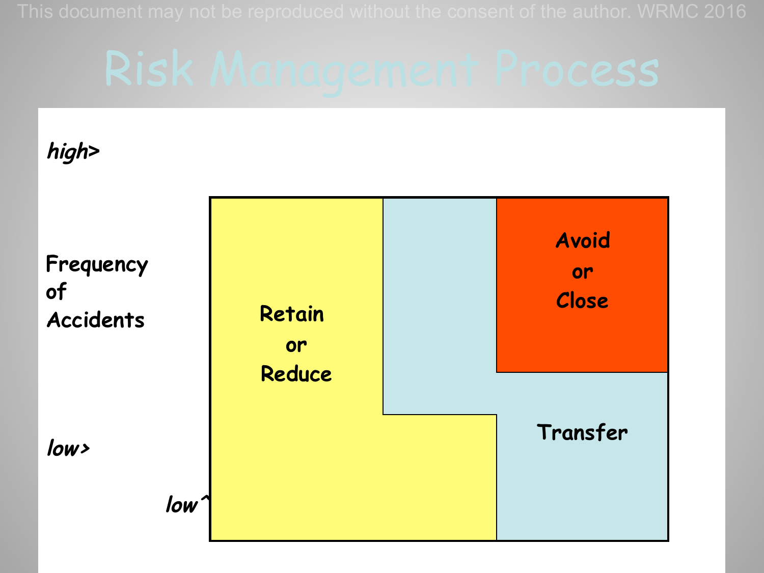# Risk Management Process

*high>*

Frequency of Accidents

*low>*

*low^*

Retain or Reduce

Avoid or Close

Transfer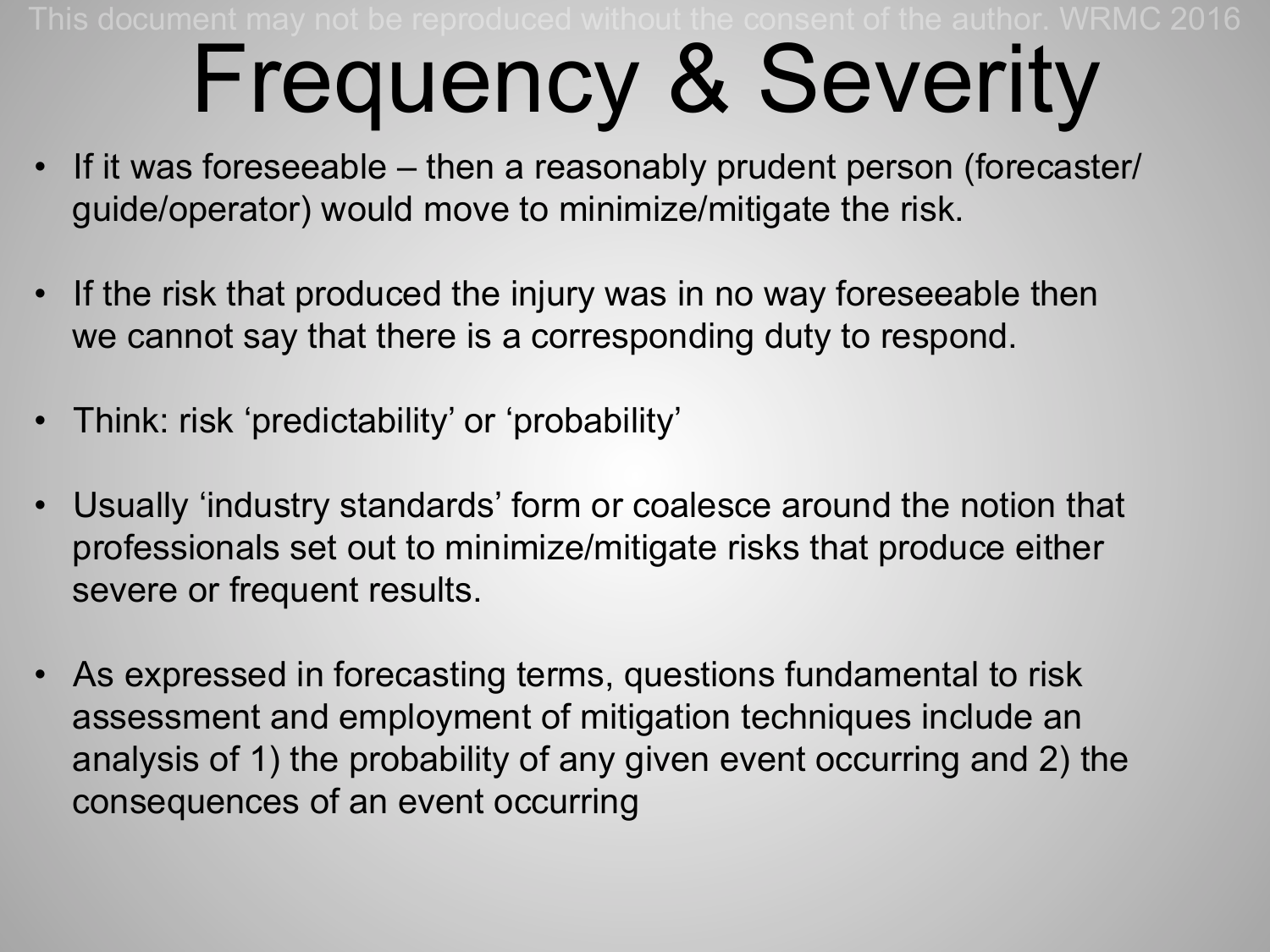# Frequency & Severity

- If it was foreseeable – then a reasonably prudent person (forecaster/ guide/operator) would move to minimize/mitigate the risk.
- If the risk that produced the injury was in no way foreseeable then we cannot say that there is a corresponding duty to respond.
- Think: risk 'predictability' or 'probability'
- Usually 'industry standards' form or coalesce around the notion that professionals set out to minimize/mitigate risks that produce either severe or frequent results.
- As expressed in forecasting terms, questions fundamental to risk assessment and employment of mitigation techniques include an analysis of 1) the probability of any given event occurring and 2) the consequences of an event occurring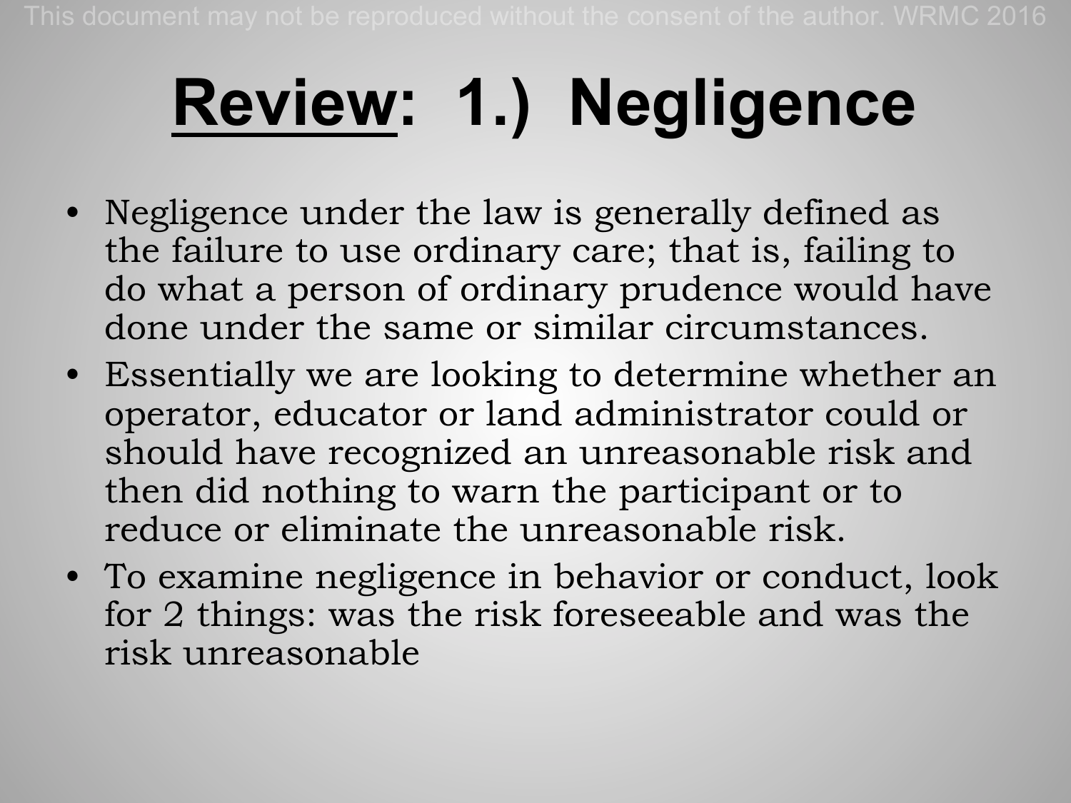# Review: 1.) Negligence

- Negligence under the law is generally defined as the failure to use ordinary care; that is, failing to do what a person of ordinary prudence would have done under the same or similar circumstances.
- Essentially we are looking to determine whether an operator, educator or land administrator could or should have recognized an unreasonable risk and then did nothing to warn the participant or to reduce or eliminate the unreasonable risk.
- To examine negligence in behavior or conduct, look for 2 things: was the risk foreseeable and was the risk unreasonable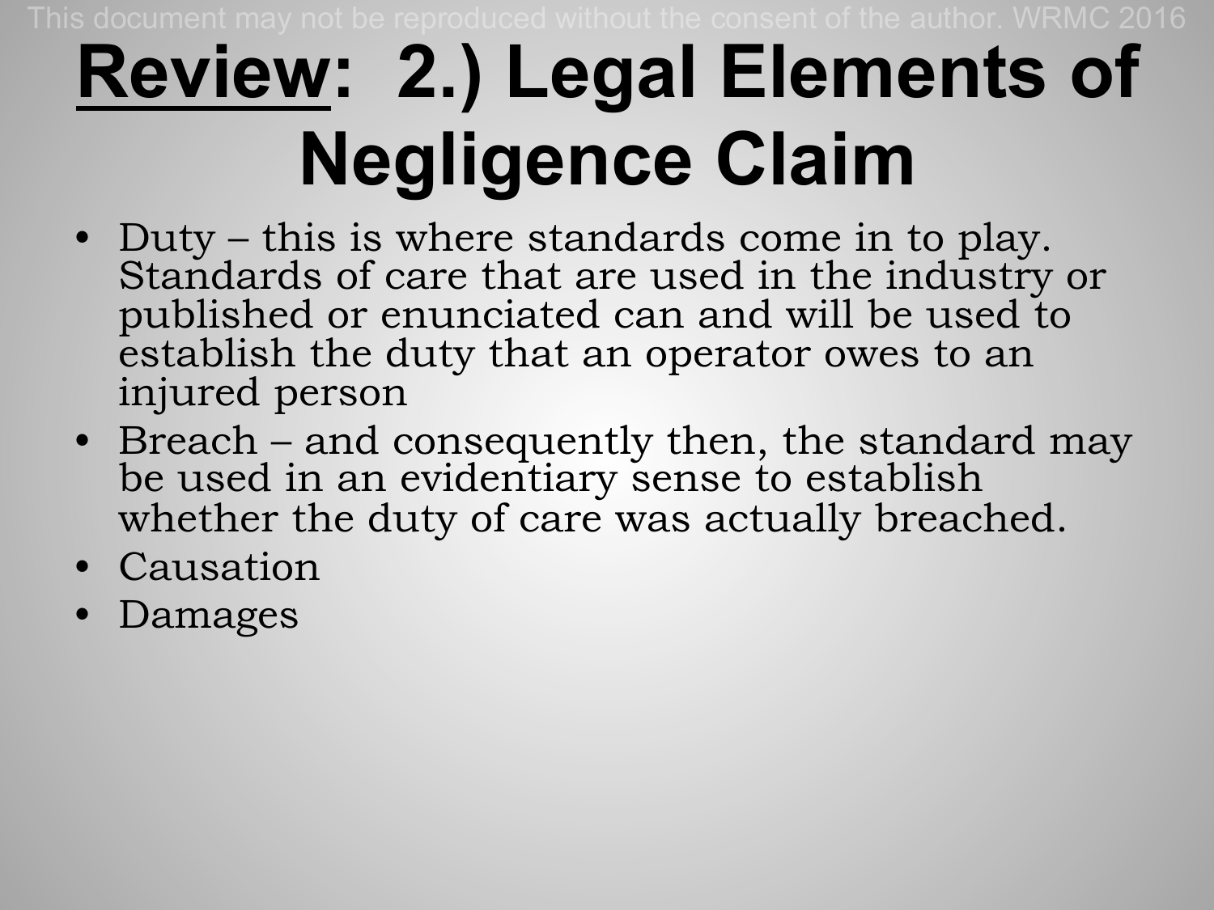# <u>Review</u>: 2.) Legal Elements of Negligence Claim

- Duty – this is where standards come in to play. Standards of care that are used in the industry or published or enunciated can and will be used to establish the duty that an operator owes to an injured person
- Breach – and consequently then, the standard may be used in an evidentiary sense to establish whether the duty of care was actually breached.
- Causation
- Damages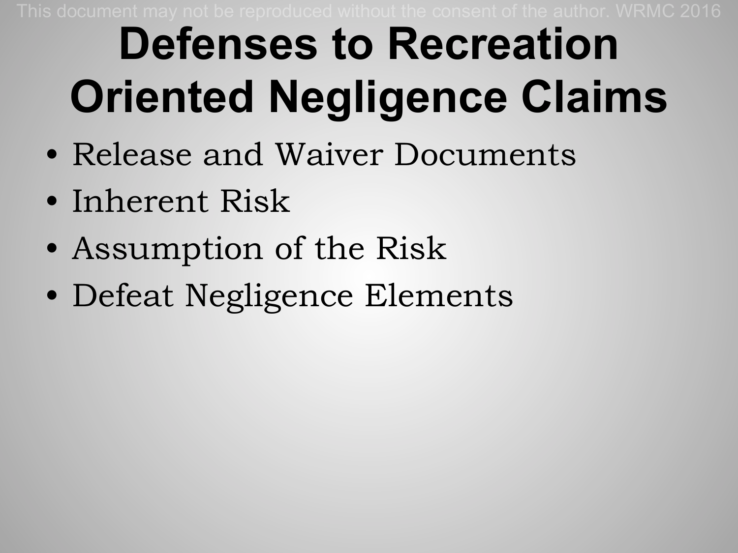# Defenses to Recreation Oriented Negligence Claims

- Release and Waiver Documents
- Inherent Risk
- Assumption of the Risk
- Defeat Negligence Elements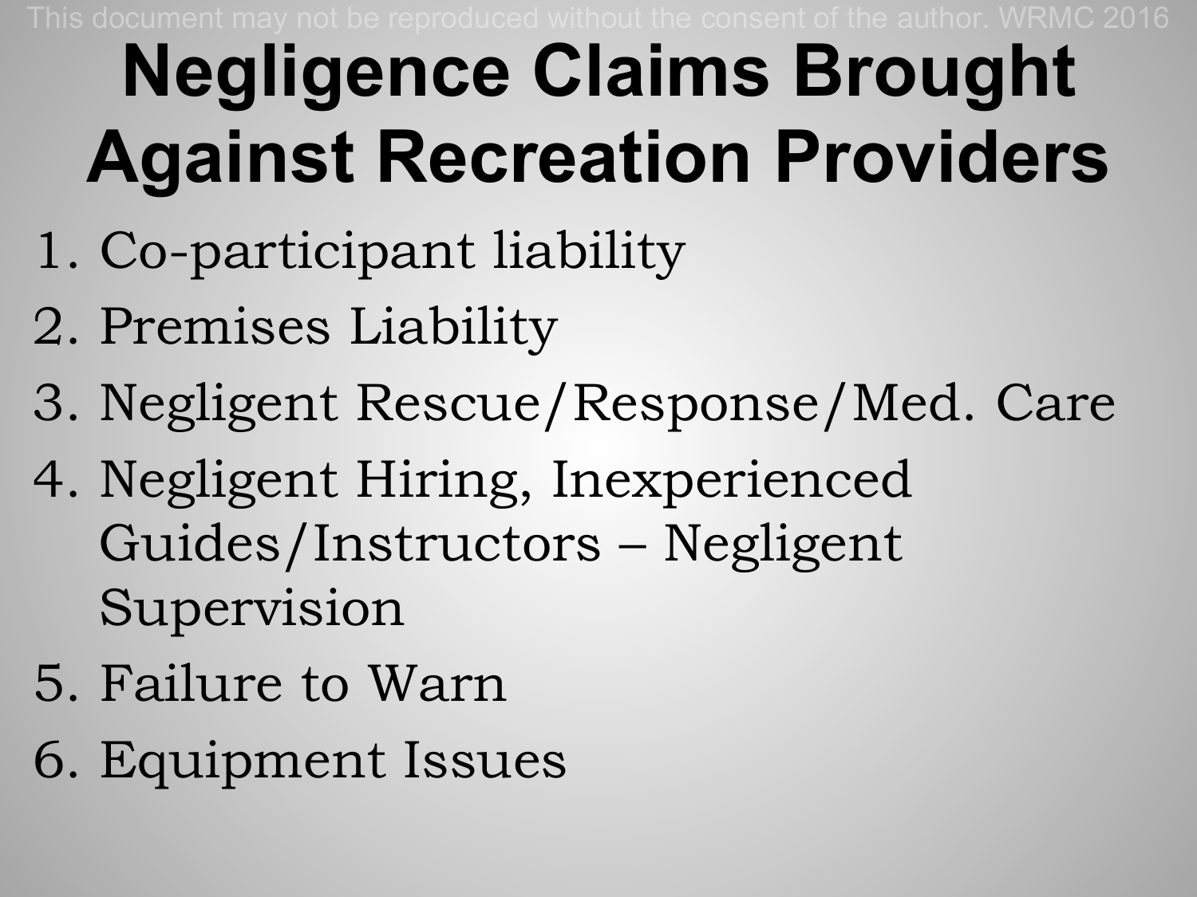# Negligence Claims Brought Against Recreation Providers

1. Co-participant liability
2. Premises Liability
3. Negligent Rescue/Response/Med. Care
4. Negligent Hiring, Inexperienced Guides/Instructors – Negligent Supervision
5. Failure to Warn
6. Equipment Issues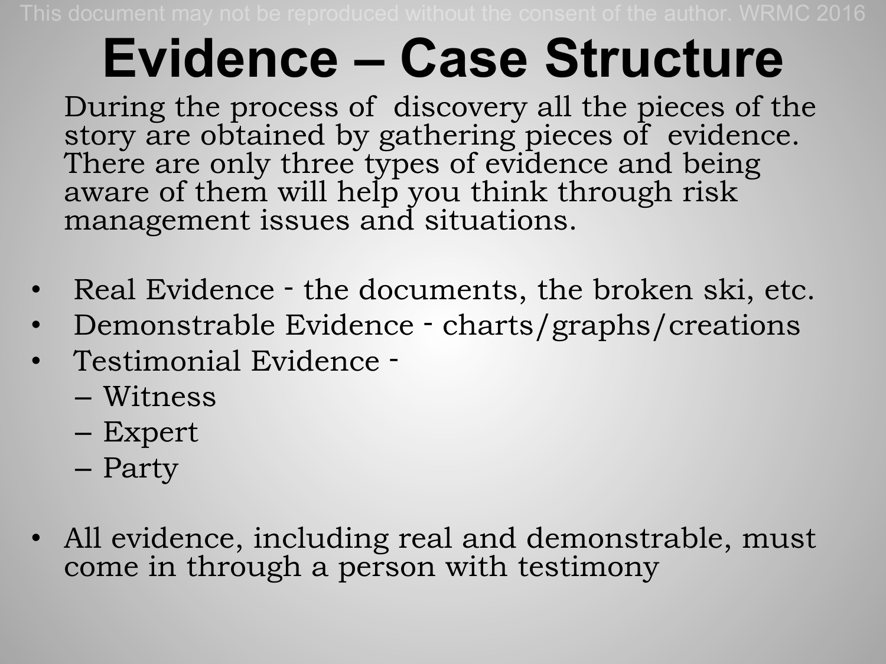# Evidence – Case Structure

During the process of discovery all the pieces of the story are obtained by gathering pieces of evidence. There are only three types of evidence and being aware of them will help you think through risk management issues and situations.

- Real Evidence - the documents, the broken ski, etc.
- Demonstrable Evidence - charts/graphs/creations
- Testimonial Evidence -
  - Witness
  - Expert
  - Party

- All evidence, including real and demonstrable, must come in through a person with testimony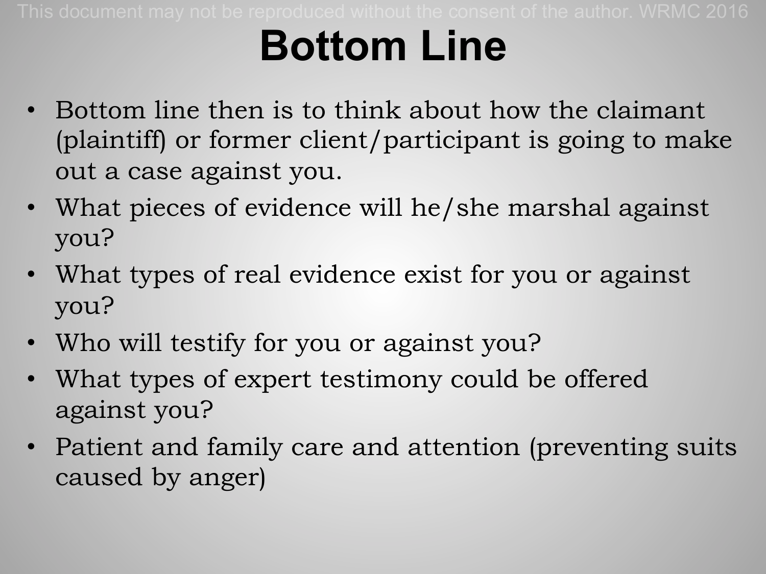# Bottom Line

- Bottom line then is to think about how the claimant (plaintiff) or former client/participant is going to make out a case against you.
- What pieces of evidence will he/she marshal against you?
- What types of real evidence exist for you or against you?
- Who will testify for you or against you?
- What types of expert testimony could be offered against you?
- Patient and family care and attention (preventing suits caused by anger)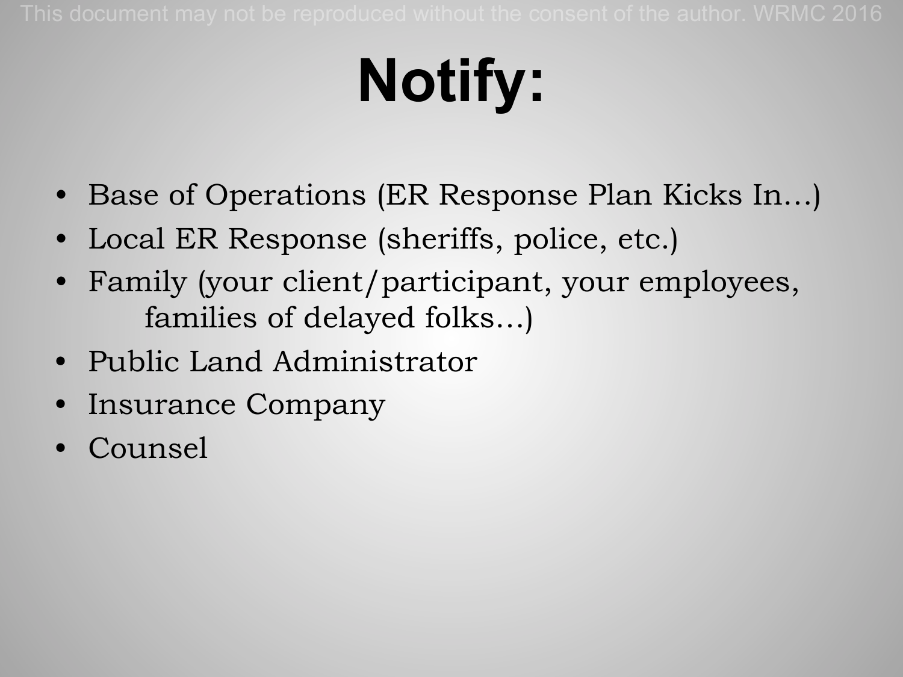# Notify:

- Base of Operations (ER Response Plan Kicks In…)
- Local ER Response (sheriffs, police, etc.)
- Family (your client/participant, your employees, families of delayed folks…)
- Public Land Administrator
- Insurance Company
- Counsel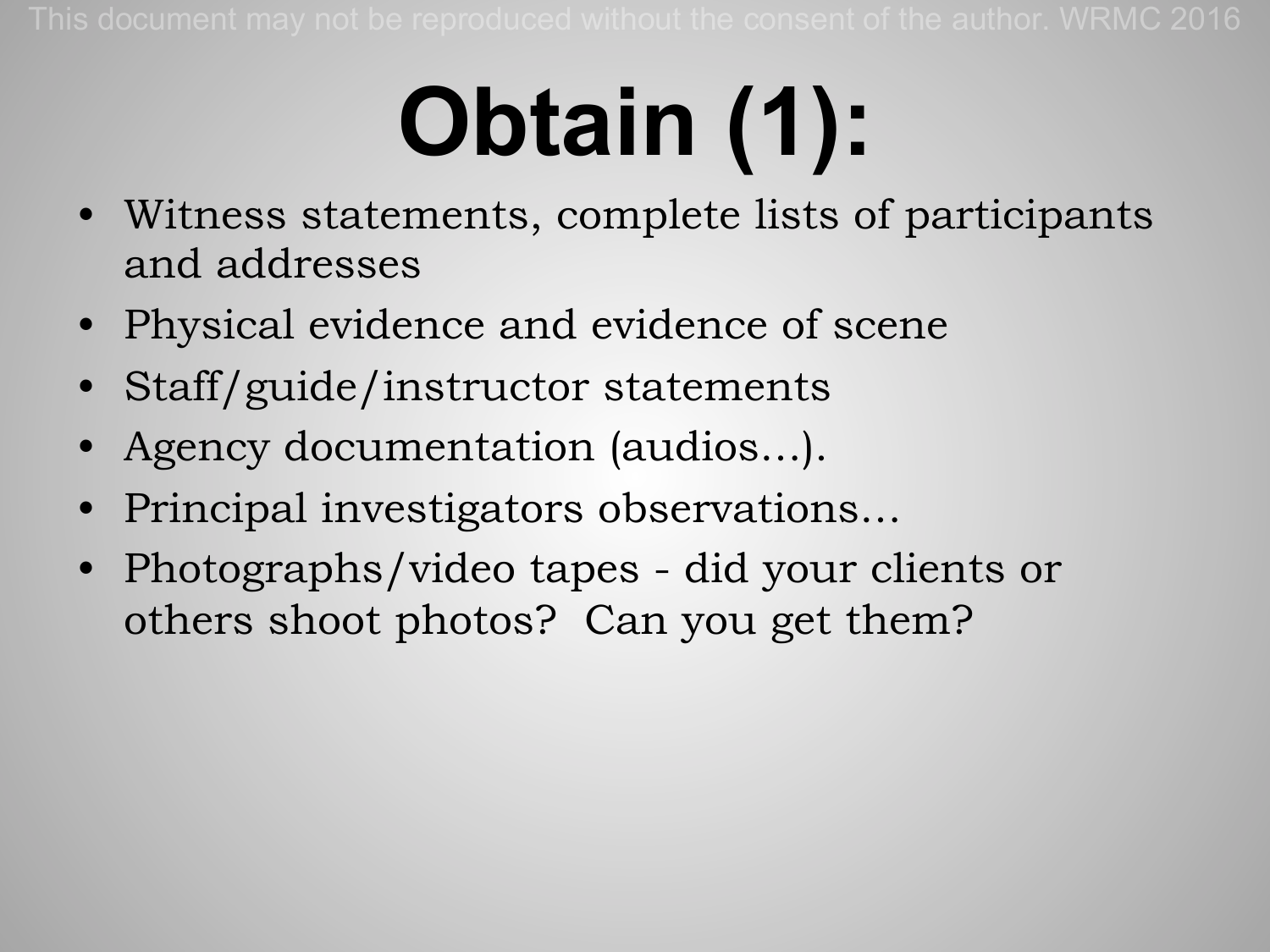# Obtain (1):

- Witness statements, complete lists of participants and addresses
- Physical evidence and evidence of scene
- Staff/guide/instructor statements
- Agency documentation (audios…).
- Principal investigators observations…
- Photographs/video tapes - did your clients or others shoot photos? Can you get them?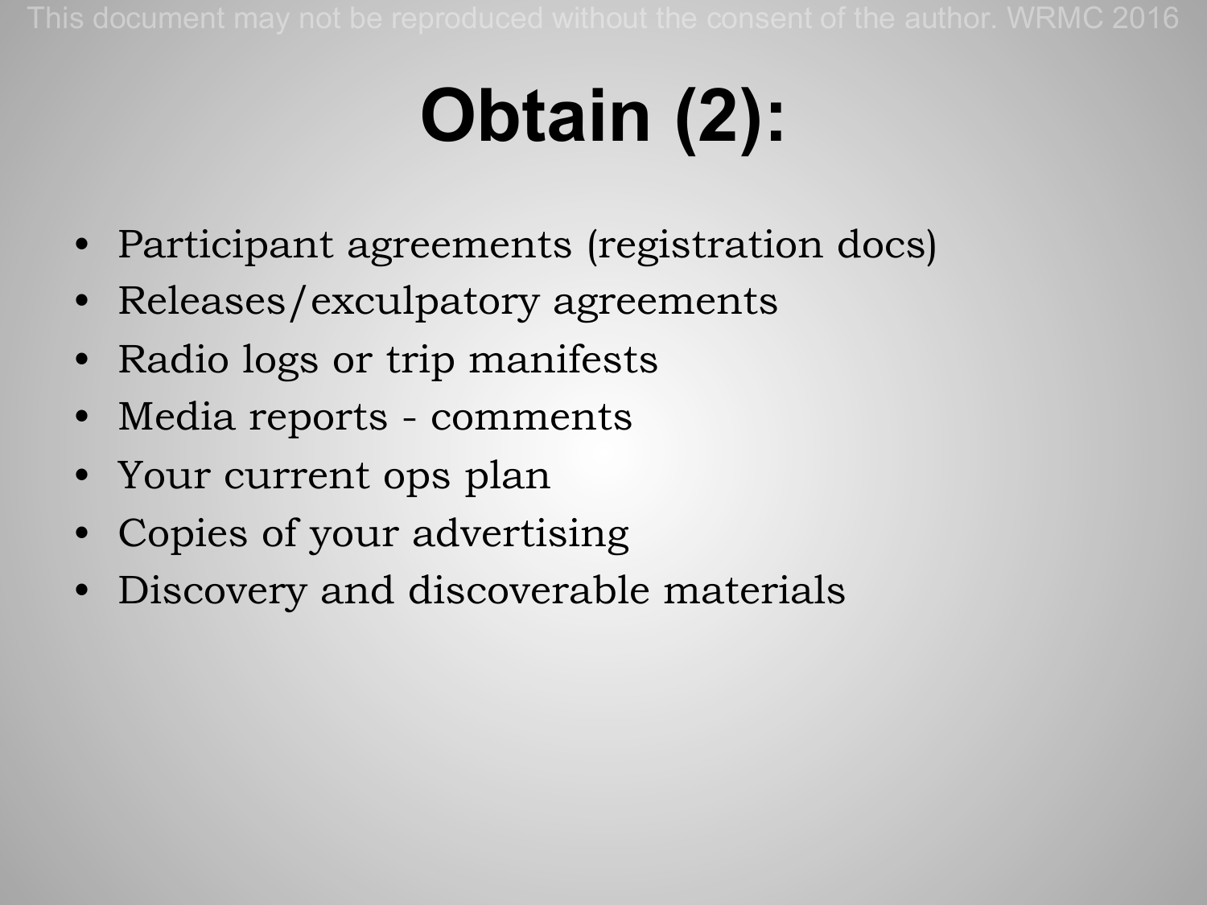# Obtain (2):

- Participant agreements (registration docs)
- Releases/exculpatory agreements
- Radio logs or trip manifests
- Media reports - comments
- Your current ops plan
- Copies of your advertising
- Discovery and discoverable materials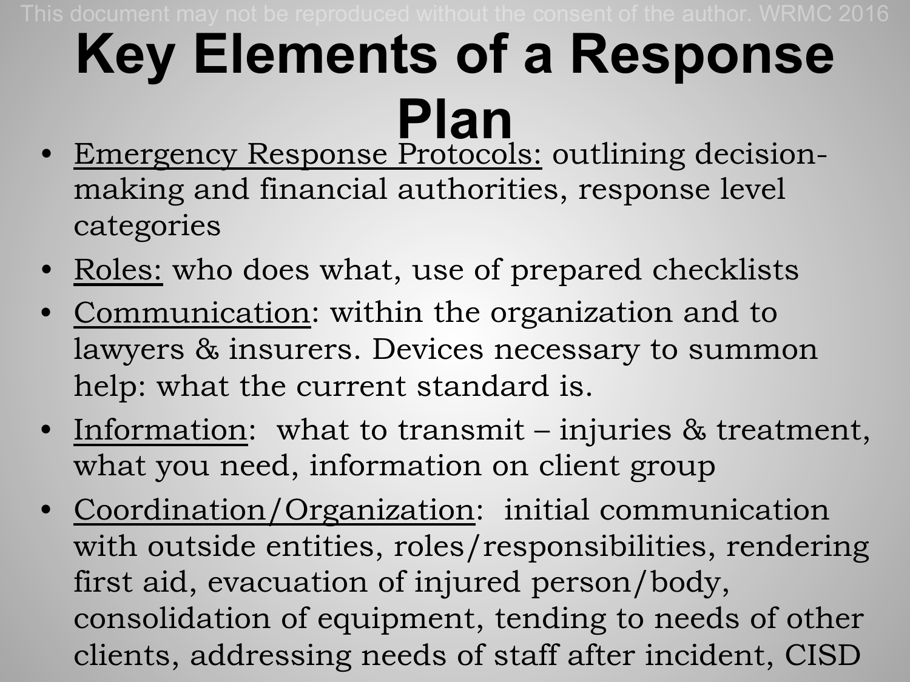# Key Elements of a Response Plan

- Emergency Response Protocols: outlining decision-making and financial authorities, response level categories
- Roles: who does what, use of prepared checklists
- Communication: within the organization and to lawyers & insurers. Devices necessary to summon help: what the current standard is.
- Information: what to transmit – injuries & treatment, what you need, information on client group
- Coordination/Organization: initial communication with outside entities, roles/responsibilities, rendering first aid, evacuation of injured person/body, consolidation of equipment, tending to needs of other clients, addressing needs of staff after incident, CISD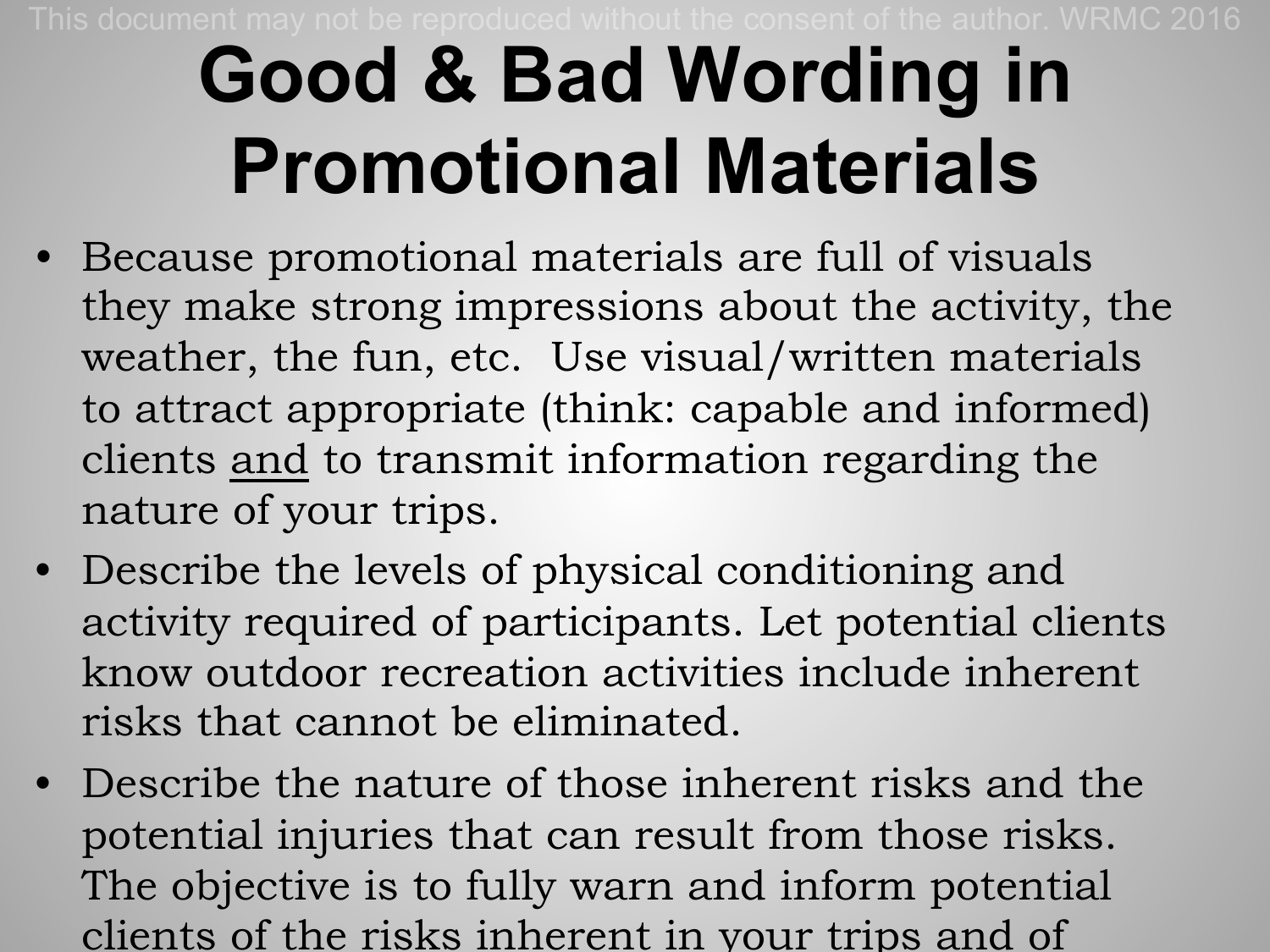# Good & Bad Wording in Promotional Materials

- Because promotional materials are full of visuals they make strong impressions about the activity, the weather, the fun, etc. Use visual/written materials to attract appropriate (think: capable and informed) clients <u>and</u> to transmit information regarding the nature of your trips.
- Describe the levels of physical conditioning and activity required of participants. Let potential clients know outdoor recreation activities include inherent risks that cannot be eliminated.
- Describe the nature of those inherent risks and the potential injuries that can result from those risks. The objective is to fully warn and inform potential clients of the risks inherent in your trips and of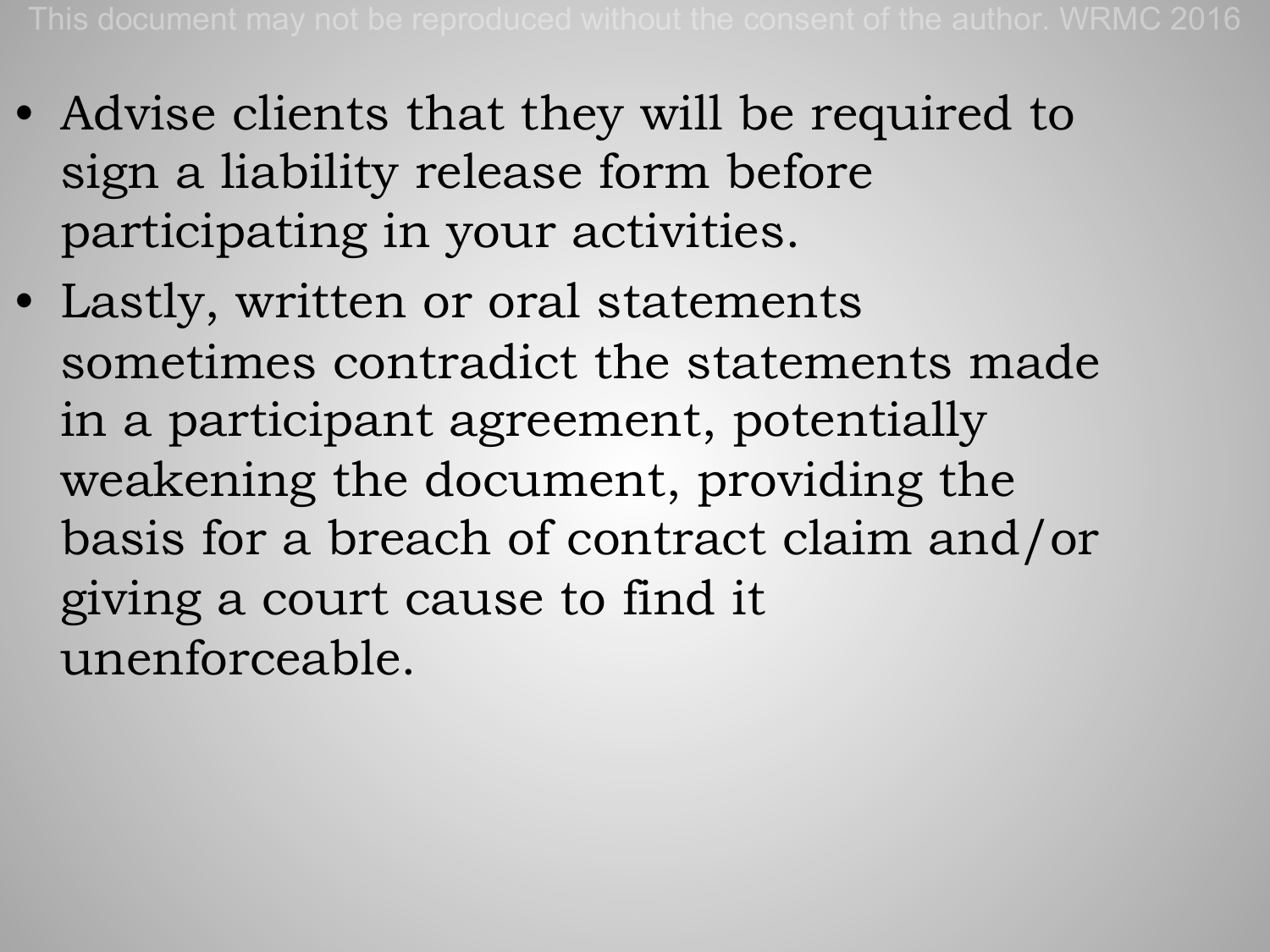- Advise clients that they will be required to sign a liability release form before participating in your activities.
- Lastly, written or oral statements sometimes contradict the statements made in a participant agreement, potentially weakening the document, providing the basis for a breach of contract claim and/or giving a court cause to find it unenforceable.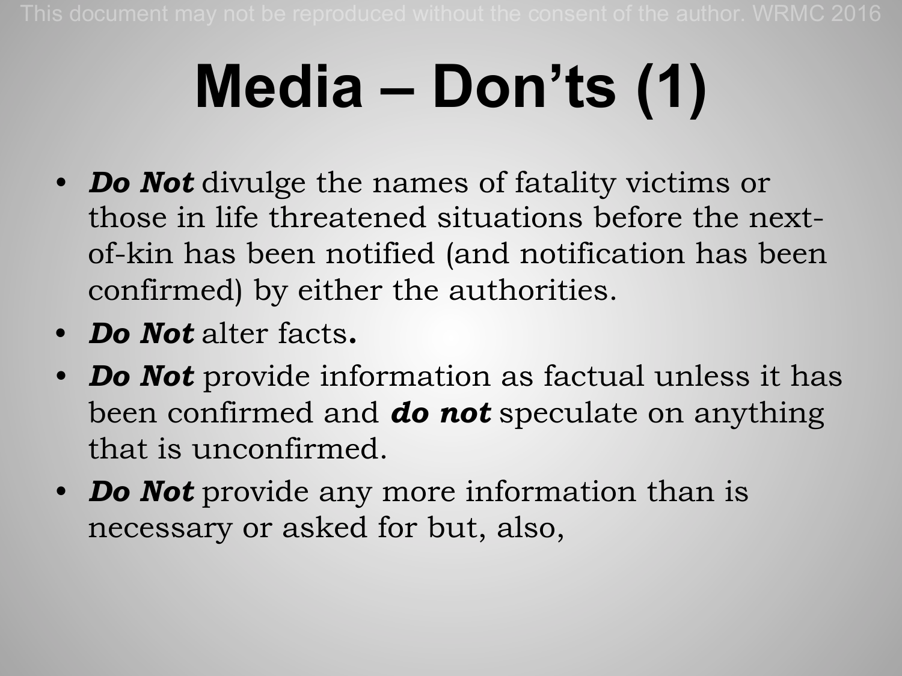# Media – Don'ts (1)

- ***Do Not*** divulge the names of fatality victims or those in life threatened situations before the next-of-kin has been notified (and notification has been confirmed) by either the authorities.
- ***Do Not*** alter facts**.**
- ***Do Not*** provide information as factual unless it has been confirmed and ***do not*** speculate on anything that is unconfirmed.
- ***Do Not*** provide any more information than is necessary or asked for but, also,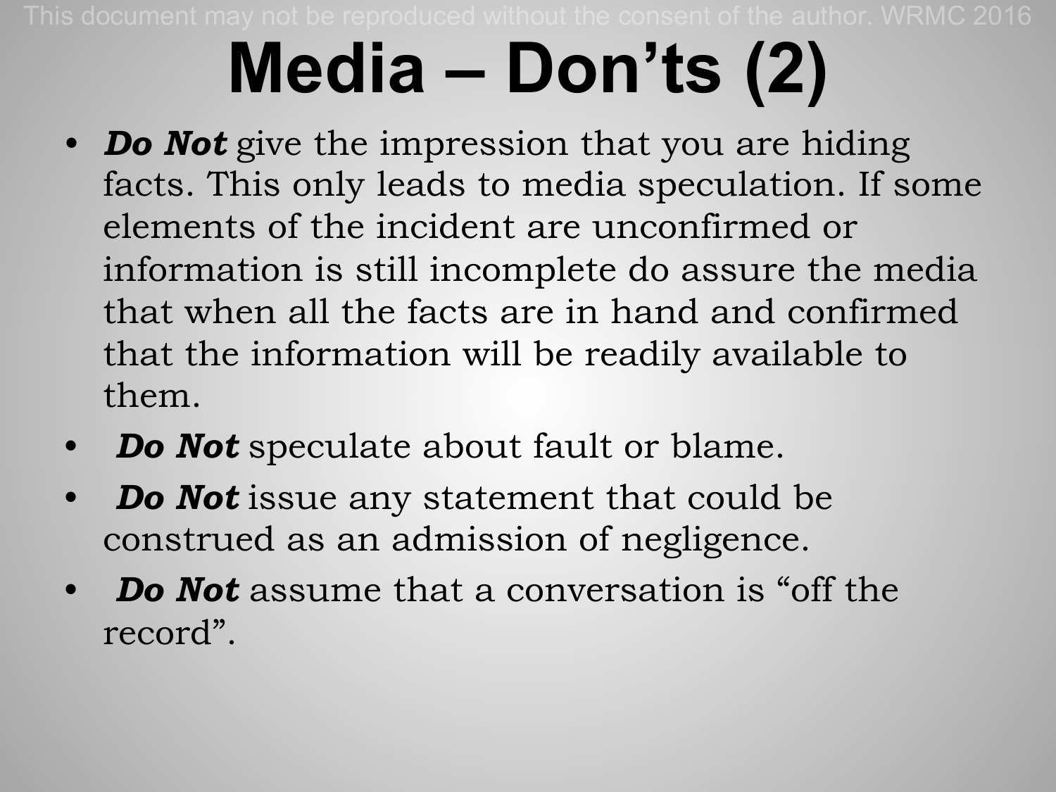# Media – Don’ts (2)

- ***Do Not*** give the impression that you are hiding facts. This only leads to media speculation. If some elements of the incident are unconfirmed or information is still incomplete do assure the media that when all the facts are in hand and confirmed that the information will be readily available to them.
- ***Do Not*** speculate about fault or blame.
- ***Do Not*** issue any statement that could be construed as an admission of negligence.
- ***Do Not*** assume that a conversation is “off the record”.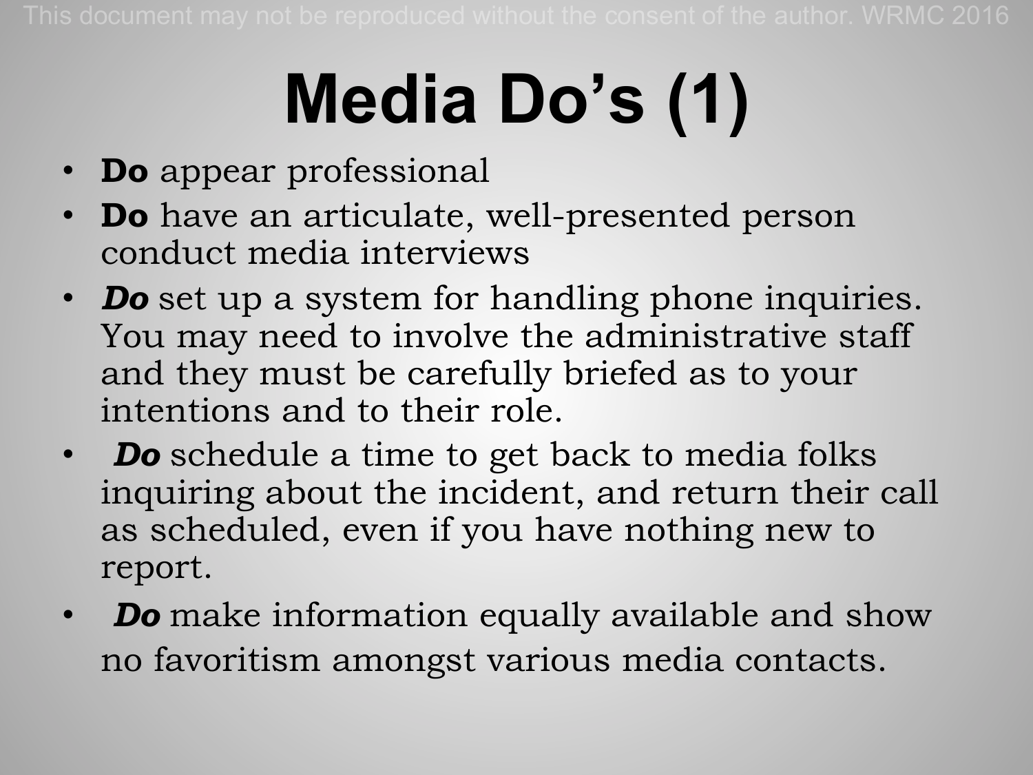# Media Do's (1)

- **Do** appear professional
- **Do** have an articulate, well-presented person conduct media interviews
- ***Do*** set up a system for handling phone inquiries. You may need to involve the administrative staff and they must be carefully briefed as to your intentions and to their role.
- ***Do*** schedule a time to get back to media folks inquiring about the incident, and return their call as scheduled, even if you have nothing new to report.
- ***Do*** make information equally available and show no favoritism amongst various media contacts.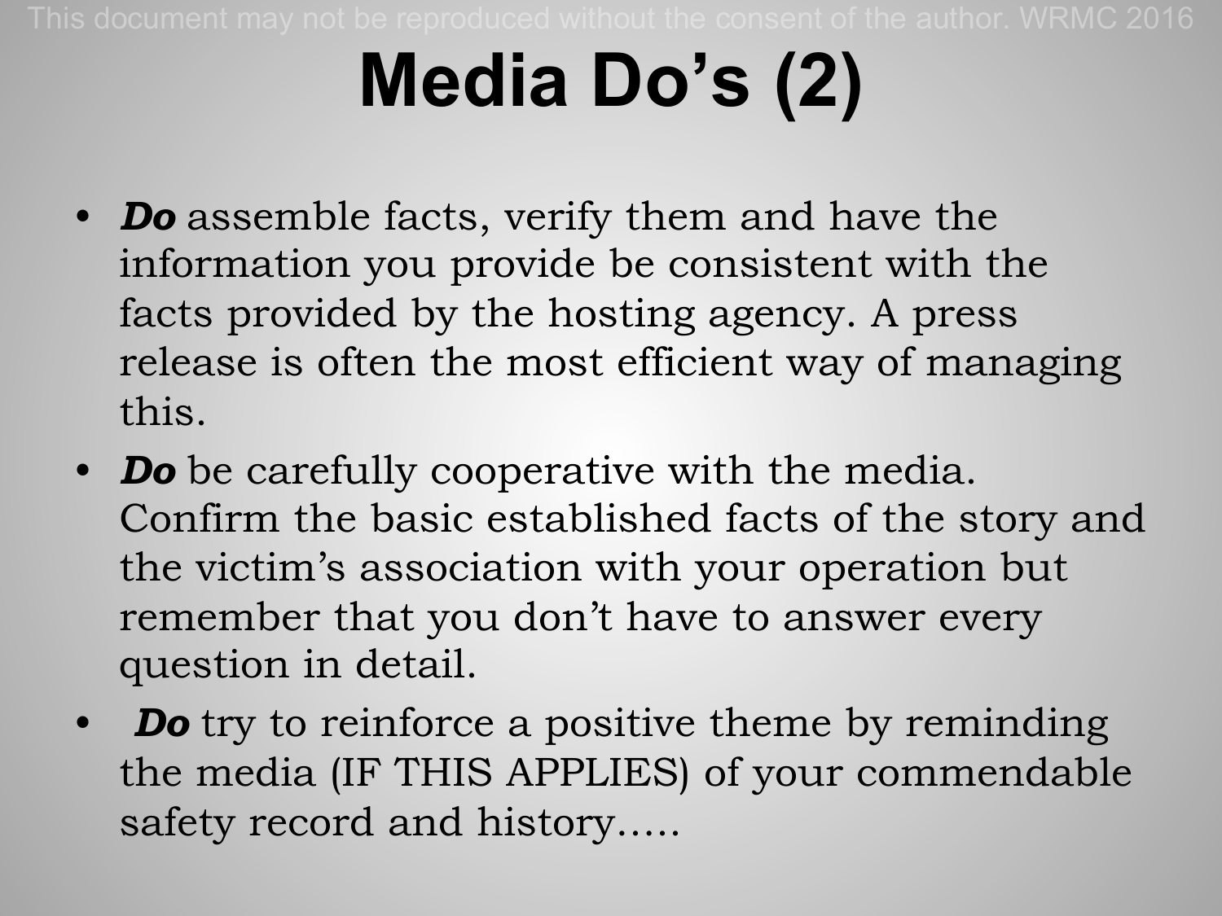# Media Do’s (2)

- ***Do*** assemble facts, verify them and have the information you provide be consistent with the facts provided by the hosting agency. A press release is often the most efficient way of managing this.
- ***Do*** be carefully cooperative with the media. Confirm the basic established facts of the story and the victim’s association with your operation but remember that you don’t have to answer every question in detail.
- ***Do*** try to reinforce a positive theme by reminding the media (IF THIS APPLIES) of your commendable safety record and history…..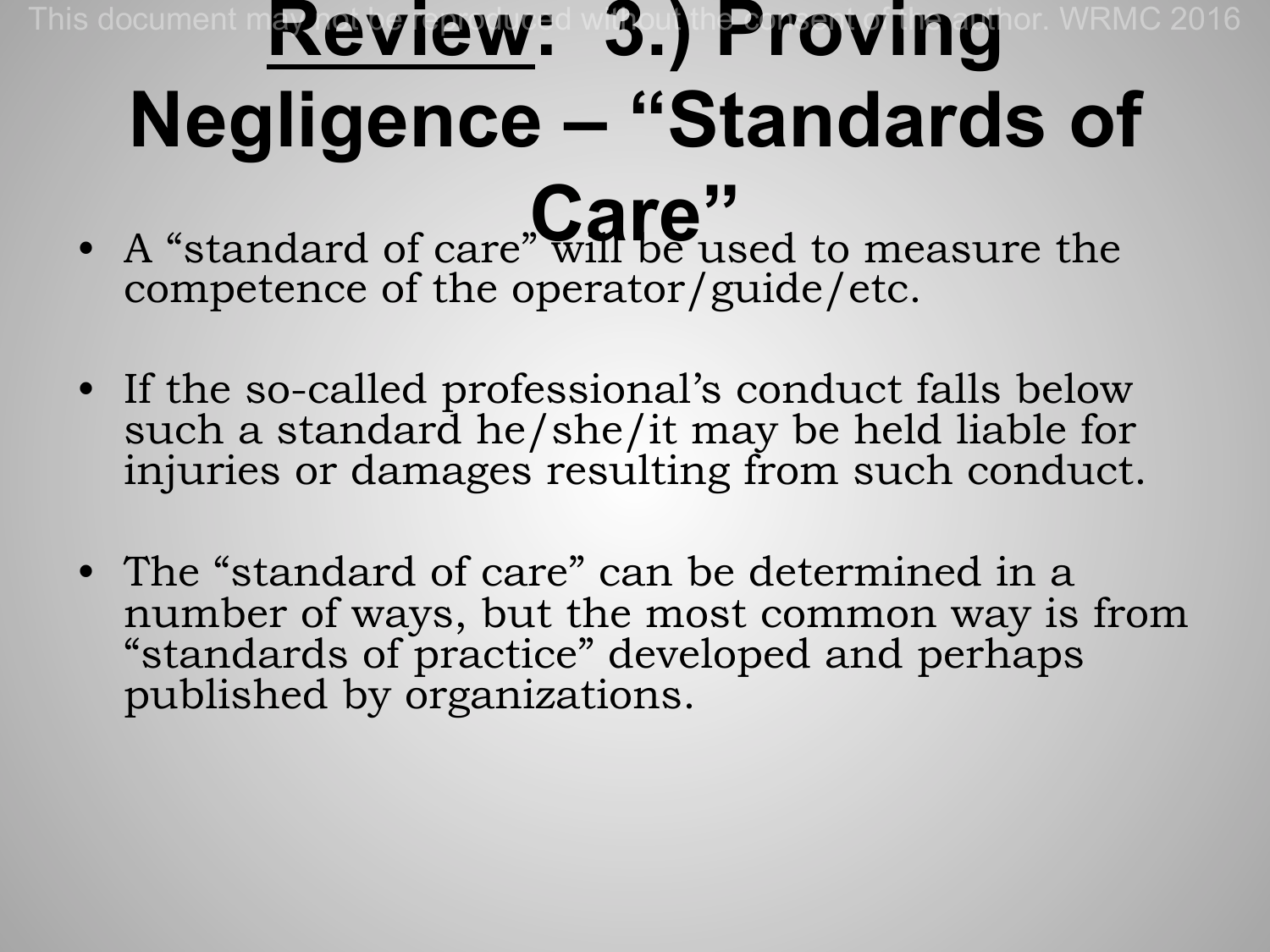# <u>Review</u>: 3.) Proving Negligence – "Standards of Care"

- A "standard of care" will be used to measure the competence of the operator/guide/etc.
- If the so-called professional's conduct falls below such a standard he/she/it may be held liable for injuries or damages resulting from such conduct.
- The "standard of care" can be determined in a number of ways, but the most common way is from "standards of practice" developed and perhaps published by organizations.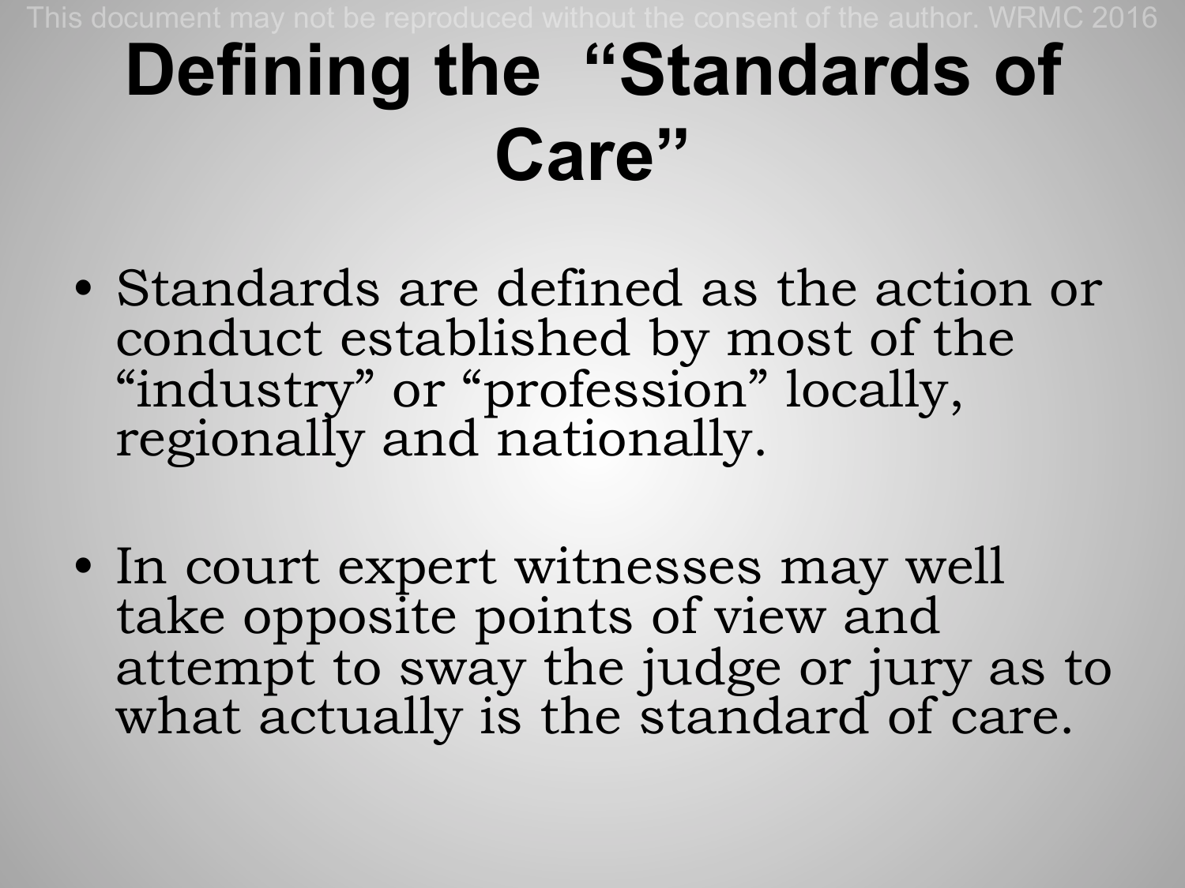# Defining the "Standards of Care"

- Standards are defined as the action or conduct established by most of the "industry" or "profession" locally, regionally and nationally.
- In court expert witnesses may well take opposite points of view and attempt to sway the judge or jury as to what actually is the standard of care.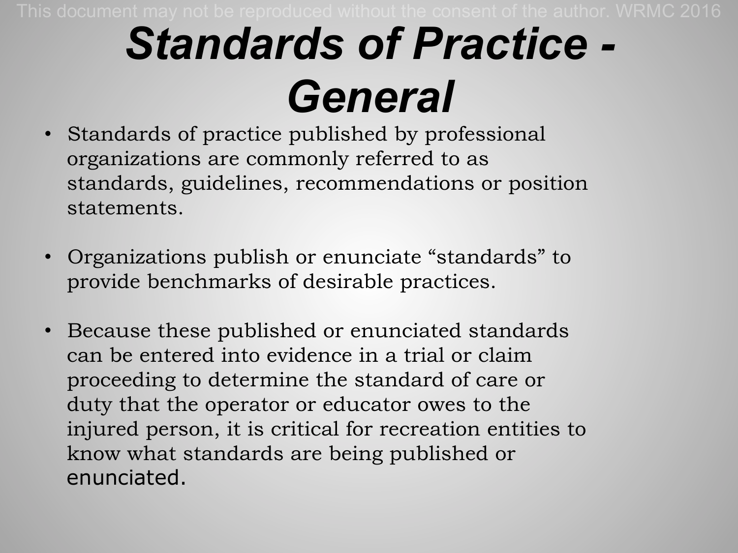# *Standards of Practice - General*

- Standards of practice published by professional organizations are commonly referred to as standards, guidelines, recommendations or position statements.

- Organizations publish or enunciate "standards" to provide benchmarks of desirable practices.

- Because these published or enunciated standards can be entered into evidence in a trial or claim proceeding to determine the standard of care or duty that the operator or educator owes to the injured person, it is critical for recreation entities to know what standards are being published or enunciated.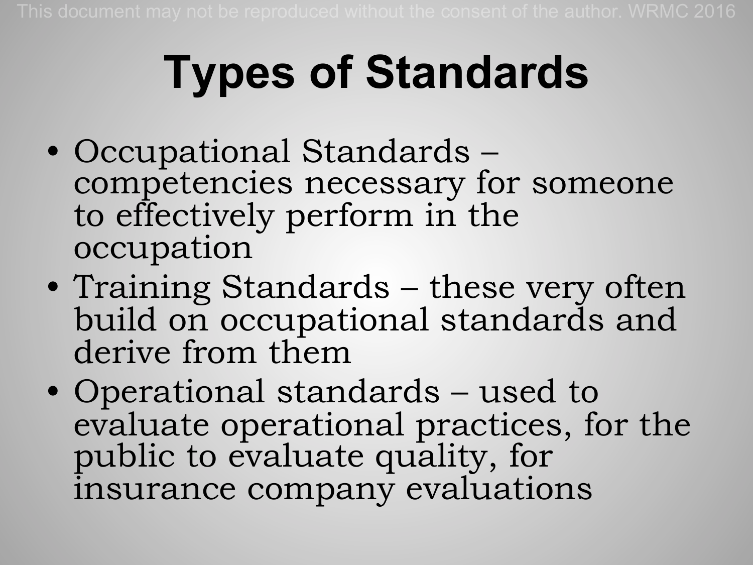# Types of Standards

- Occupational Standards – competencies necessary for someone to effectively perform in the occupation
- Training Standards – these very often build on occupational standards and derive from them
- Operational standards – used to evaluate operational practices, for the public to evaluate quality, for insurance company evaluations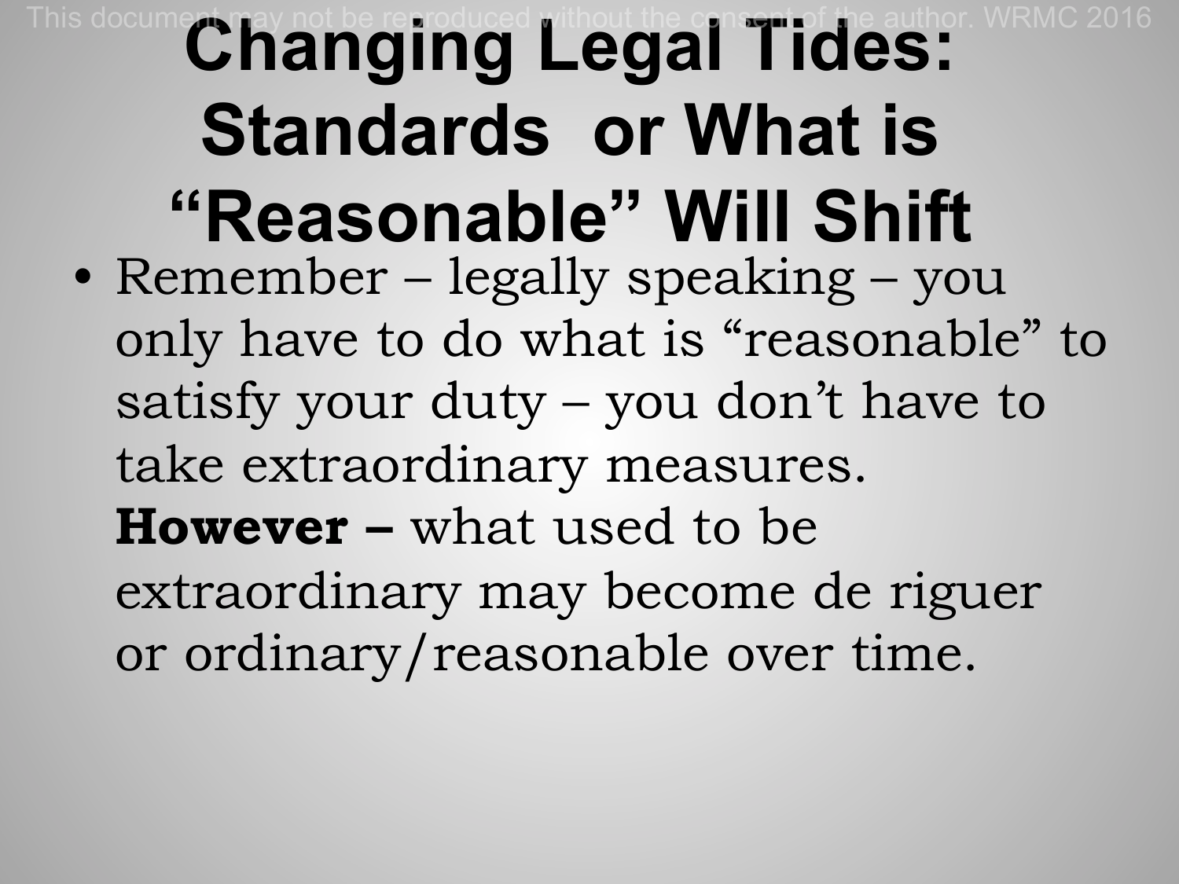# Changing Legal Tides: Standards or What is "Reasonable" Will Shift

- Remember – legally speaking – you only have to do what is "reasonable" to satisfy your duty – you don't have to take extraordinary measures. **However –** what used to be extraordinary may become de riguer or ordinary/reasonable over time.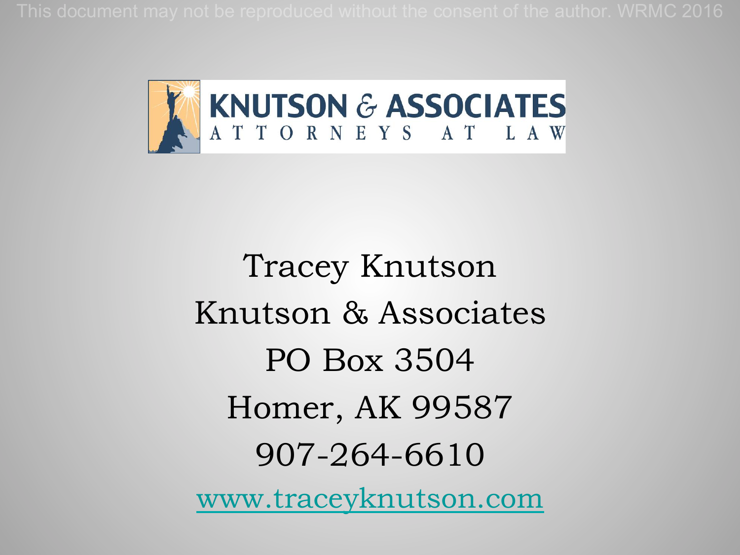KNUTSON & ASSOCIATES

ATTORNEYS AT LAW

Tracey Knutson

Knutson & Associates

PO Box 3504

Homer, AK 99587

907-264-6610

www.traceyknutson.com